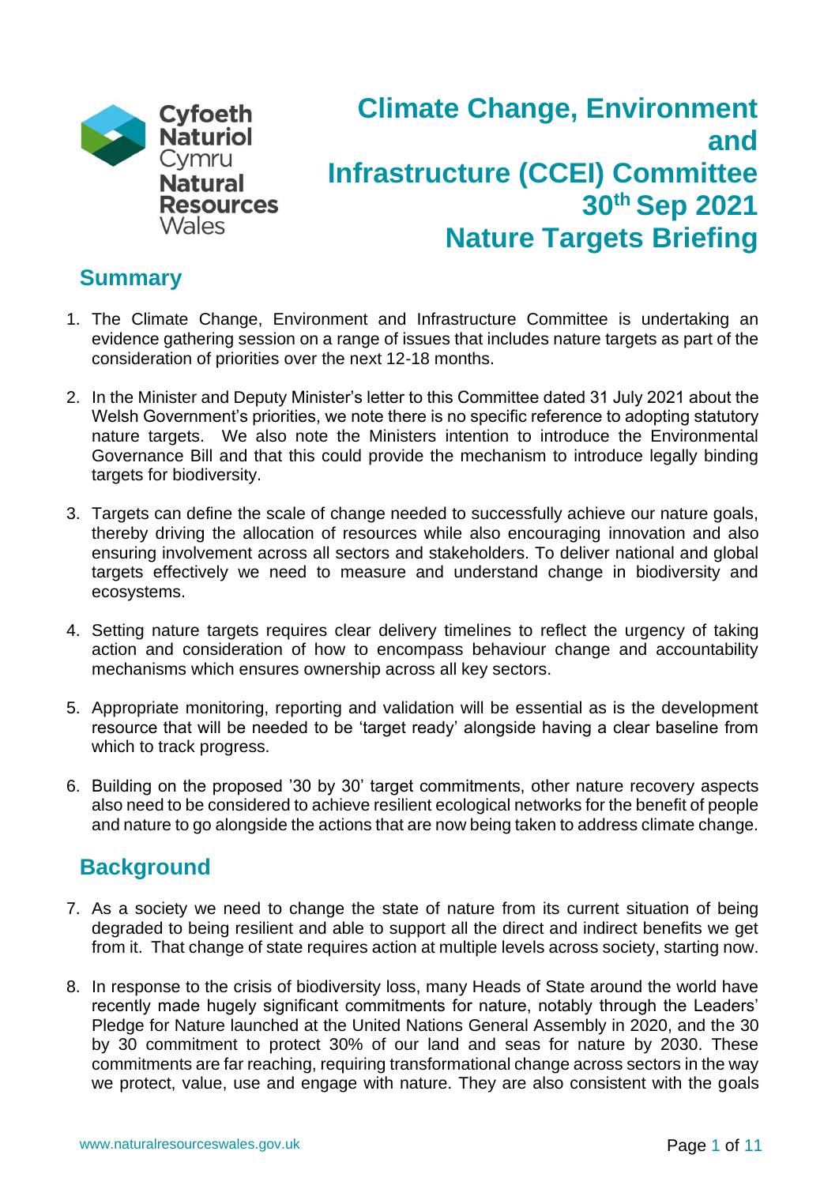Cyfoeth Naturiol Cymru
Natural Resources Wales

# Climate Change, Environment and Infrastructure (CCEI) Committee 30th Sep 2021 Nature Targets Briefing

## Summary

1. The Climate Change, Environment and Infrastructure Committee is undertaking an evidence gathering session on a range of issues that includes nature targets as part of the consideration of priorities over the next 12-18 months.

2. In the Minister and Deputy Minister's letter to this Committee dated 31 July 2021 about the Welsh Government's priorities, we note there is no specific reference to adopting statutory nature targets. We also note the Ministers intention to introduce the Environmental Governance Bill and that this could provide the mechanism to introduce legally binding targets for biodiversity.

3. Targets can define the scale of change needed to successfully achieve our nature goals, thereby driving the allocation of resources while also encouraging innovation and also ensuring involvement across all sectors and stakeholders. To deliver national and global targets effectively we need to measure and understand change in biodiversity and ecosystems.

4. Setting nature targets requires clear delivery timelines to reflect the urgency of taking action and consideration of how to encompass behaviour change and accountability mechanisms which ensures ownership across all key sectors.

5. Appropriate monitoring, reporting and validation will be essential as is the development resource that will be needed to be 'target ready' alongside having a clear baseline from which to track progress.

6. Building on the proposed '30 by 30' target commitments, other nature recovery aspects also need to be considered to achieve resilient ecological networks for the benefit of people and nature to go alongside the actions that are now being taken to address climate change.

## Background

7. As a society we need to change the state of nature from its current situation of being degraded to being resilient and able to support all the direct and indirect benefits we get from it. That change of state requires action at multiple levels across society, starting now.

8. In response to the crisis of biodiversity loss, many Heads of State around the world have recently made hugely significant commitments for nature, notably through the Leaders' Pledge for Nature launched at the United Nations General Assembly in 2020, and the 30 by 30 commitment to protect 30% of our land and seas for nature by 2030. These commitments are far reaching, requiring transformational change across sectors in the way we protect, value, use and engage with nature. They are also consistent with the goals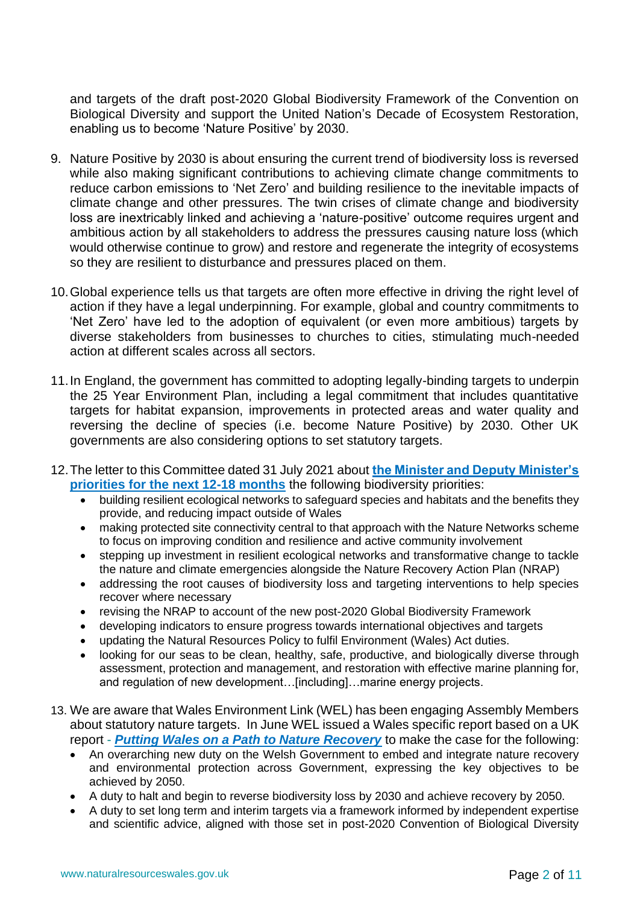and targets of the draft post-2020 Global Biodiversity Framework of the Convention on Biological Diversity and support the United Nation's Decade of Ecosystem Restoration, enabling us to become 'Nature Positive' by 2030.

9. Nature Positive by 2030 is about ensuring the current trend of biodiversity loss is reversed while also making significant contributions to achieving climate change commitments to reduce carbon emissions to 'Net Zero' and building resilience to the inevitable impacts of climate change and other pressures. The twin crises of climate change and biodiversity loss are inextricably linked and achieving a 'nature-positive' outcome requires urgent and ambitious action by all stakeholders to address the pressures causing nature loss (which would otherwise continue to grow) and restore and regenerate the integrity of ecosystems so they are resilient to disturbance and pressures placed on them.

10. Global experience tells us that targets are often more effective in driving the right level of action if they have a legal underpinning. For example, global and country commitments to 'Net Zero' have led to the adoption of equivalent (or even more ambitious) targets by diverse stakeholders from businesses to churches to cities, stimulating much-needed action at different scales across all sectors.

11. In England, the government has committed to adopting legally-binding targets to underpin the 25 Year Environment Plan, including a legal commitment that includes quantitative targets for habitat expansion, improvements in protected areas and water quality and reversing the decline of species (i.e. become Nature Positive) by 2030. Other UK governments are also considering options to set statutory targets.

12. The letter to this Committee dated 31 July 2021 about **the Minister and Deputy Minister's priorities for the next 12-18 months** the following biodiversity priorities:
    - building resilient ecological networks to safeguard species and habitats and the benefits they provide, and reducing impact outside of Wales
    - making protected site connectivity central to that approach with the Nature Networks scheme to focus on improving condition and resilience and active community involvement
    - stepping up investment in resilient ecological networks and transformative change to tackle the nature and climate emergencies alongside the Nature Recovery Action Plan (NRAP)
    - addressing the root causes of biodiversity loss and targeting interventions to help species recover where necessary
    - revising the NRAP to account of the new post-2020 Global Biodiversity Framework
    - developing indicators to ensure progress towards international objectives and targets
    - updating the Natural Resources Policy to fulfil Environment (Wales) Act duties.
    - looking for our seas to be clean, healthy, safe, productive, and biologically diverse through assessment, protection and management, and restoration with effective marine planning for, and regulation of new development…[including]…marine energy projects.

13. We are aware that Wales Environment Link (WEL) has been engaging Assembly Members about statutory nature targets. In June WEL issued a Wales specific report based on a UK report - ***Putting Wales on a Path to Nature Recovery*** to make the case for the following:
    - An overarching new duty on the Welsh Government to embed and integrate nature recovery and environmental protection across Government, expressing the key objectives to be achieved by 2050.
    - A duty to halt and begin to reverse biodiversity loss by 2030 and achieve recovery by 2050.
    - A duty to set long term and interim targets via a framework informed by independent expertise and scientific advice, aligned with those set in post-2020 Convention of Biological Diversity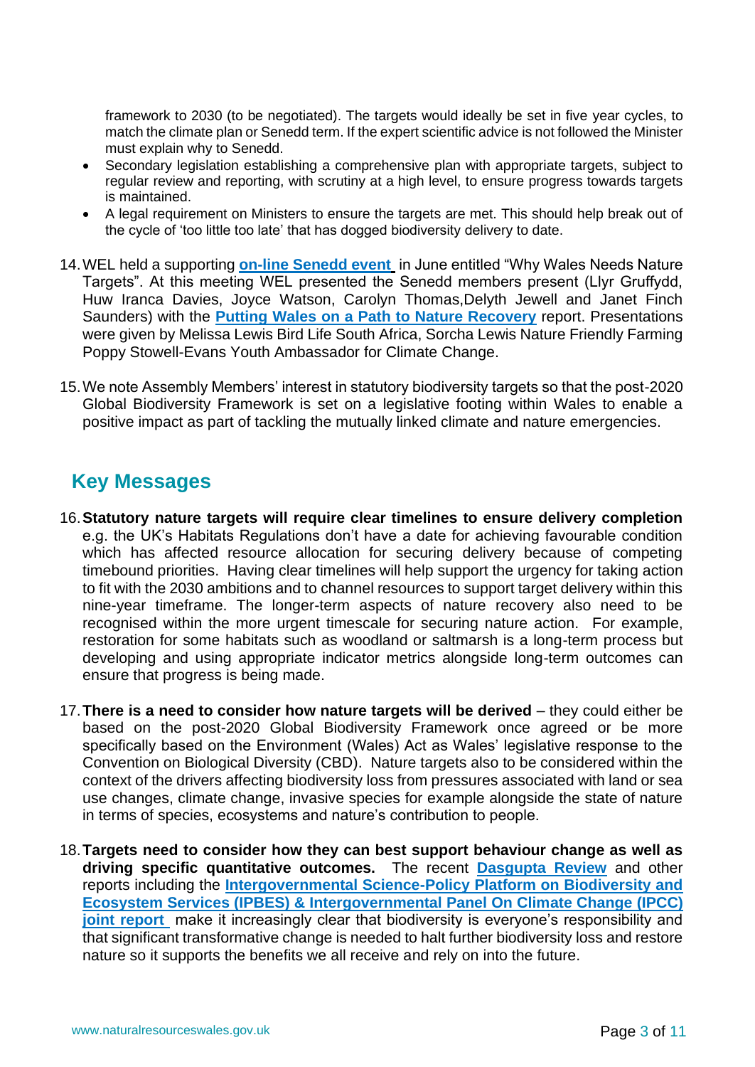framework to 2030 (to be negotiated). The targets would ideally be set in five year cycles, to match the climate plan or Senedd term. If the expert scientific advice is not followed the Minister must explain why to Senedd.

- Secondary legislation establishing a comprehensive plan with appropriate targets, subject to regular review and reporting, with scrutiny at a high level, to ensure progress towards targets is maintained.
- A legal requirement on Ministers to ensure the targets are met. This should help break out of the cycle of 'too little too late' that has dogged biodiversity delivery to date.

14. WEL held a supporting **on-line Senedd event** in June entitled "Why Wales Needs Nature Targets". At this meeting WEL presented the Senedd members present (Llyr Gruffydd, Huw Iranca Davies, Joyce Watson, Carolyn Thomas,Delyth Jewell and Janet Finch Saunders) with the **Putting Wales on a Path to Nature Recovery** report. Presentations were given by Melissa Lewis Bird Life South Africa, Sorcha Lewis Nature Friendly Farming Poppy Stowell-Evans Youth Ambassador for Climate Change.

15. We note Assembly Members' interest in statutory biodiversity targets so that the post-2020 Global Biodiversity Framework is set on a legislative footing within Wales to enable a positive impact as part of tackling the mutually linked climate and nature emergencies.

## Key Messages

16. **Statutory nature targets will require clear timelines to ensure delivery completion** e.g. the UK's Habitats Regulations don't have a date for achieving favourable condition which has affected resource allocation for securing delivery because of competing timebound priorities. Having clear timelines will help support the urgency for taking action to fit with the 2030 ambitions and to channel resources to support target delivery within this nine-year timeframe. The longer-term aspects of nature recovery also need to be recognised within the more urgent timescale for securing nature action. For example, restoration for some habitats such as woodland or saltmarsh is a long-term process but developing and using appropriate indicator metrics alongside long-term outcomes can ensure that progress is being made.

17. **There is a need to consider how nature targets will be derived** – they could either be based on the post-2020 Global Biodiversity Framework once agreed or be more specifically based on the Environment (Wales) Act as Wales' legislative response to the Convention on Biological Diversity (CBD). Nature targets also to be considered within the context of the drivers affecting biodiversity loss from pressures associated with land or sea use changes, climate change, invasive species for example alongside the state of nature in terms of species, ecosystems and nature's contribution to people.

18. **Targets need to consider how they can best support behaviour change as well as driving specific quantitative outcomes.** The recent **Dasgupta Review** and other reports including the **Intergovernmental Science-Policy Platform on Biodiversity and Ecosystem Services (IPBES) & Intergovernmental Panel On Climate Change (IPCC) joint report** make it increasingly clear that biodiversity is everyone's responsibility and that significant transformative change is needed to halt further biodiversity loss and restore nature so it supports the benefits we all receive and rely on into the future.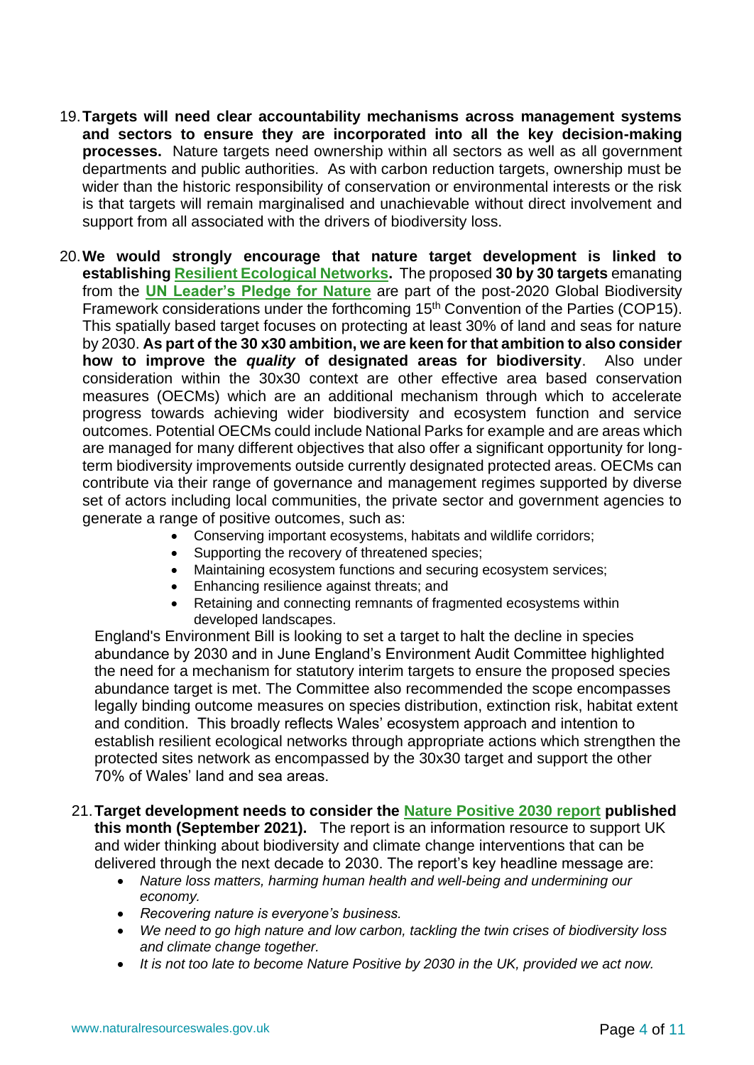19. **Targets will need clear accountability mechanisms across management systems and sectors to ensure they are incorporated into all the key decision-making processes.** Nature targets need ownership within all sectors as well as all government departments and public authorities. As with carbon reduction targets, ownership must be wider than the historic responsibility of conservation or environmental interests or the risk is that targets will remain marginalised and unachievable without direct involvement and support from all associated with the drivers of biodiversity loss.

20. **We would strongly encourage that nature target development is linked to establishing Resilient Ecological Networks.** The proposed **30 by 30 targets** emanating from the **UN Leader's Pledge for Nature** are part of the post-2020 Global Biodiversity Framework considerations under the forthcoming 15th Convention of the Parties (COP15). This spatially based target focuses on protecting at least 30% of land and seas for nature by 2030. **As part of the 30 x30 ambition, we are keen for that ambition to also consider how to improve the *quality* of designated areas for biodiversity**. Also under consideration within the 30x30 context are other effective area based conservation measures (OECMs) which are an additional mechanism through which to accelerate progress towards achieving wider biodiversity and ecosystem function and service outcomes. Potential OECMs could include National Parks for example and are areas which are managed for many different objectives that also offer a significant opportunity for long-term biodiversity improvements outside currently designated protected areas. OECMs can contribute via their range of governance and management regimes supported by diverse set of actors including local communities, the private sector and government agencies to generate a range of positive outcomes, such as:
    - Conserving important ecosystems, habitats and wildlife corridors;
    - Supporting the recovery of threatened species;
    - Maintaining ecosystem functions and securing ecosystem services;
    - Enhancing resilience against threats; and
    - Retaining and connecting remnants of fragmented ecosystems within developed landscapes.

    England's Environment Bill is looking to set a target to halt the decline in species abundance by 2030 and in June England's Environment Audit Committee highlighted the need for a mechanism for statutory interim targets to ensure the proposed species abundance target is met. The Committee also recommended the scope encompasses legally binding outcome measures on species distribution, extinction risk, habitat extent and condition. This broadly reflects Wales' ecosystem approach and intention to establish resilient ecological networks through appropriate actions which strengthen the protected sites network as encompassed by the 30x30 target and support the other 70% of Wales' land and sea areas.

21. **Target development needs to consider the Nature Positive 2030 report published this month (September 2021).** The report is an information resource to support UK and wider thinking about biodiversity and climate change interventions that can be delivered through the next decade to 2030. The report's key headline message are:
    - *Nature loss matters, harming human health and well-being and undermining our economy.*
    - *Recovering nature is everyone's business.*
    - *We need to go high nature and low carbon, tackling the twin crises of biodiversity loss and climate change together.*
    - *It is not too late to become Nature Positive by 2030 in the UK, provided we act now.*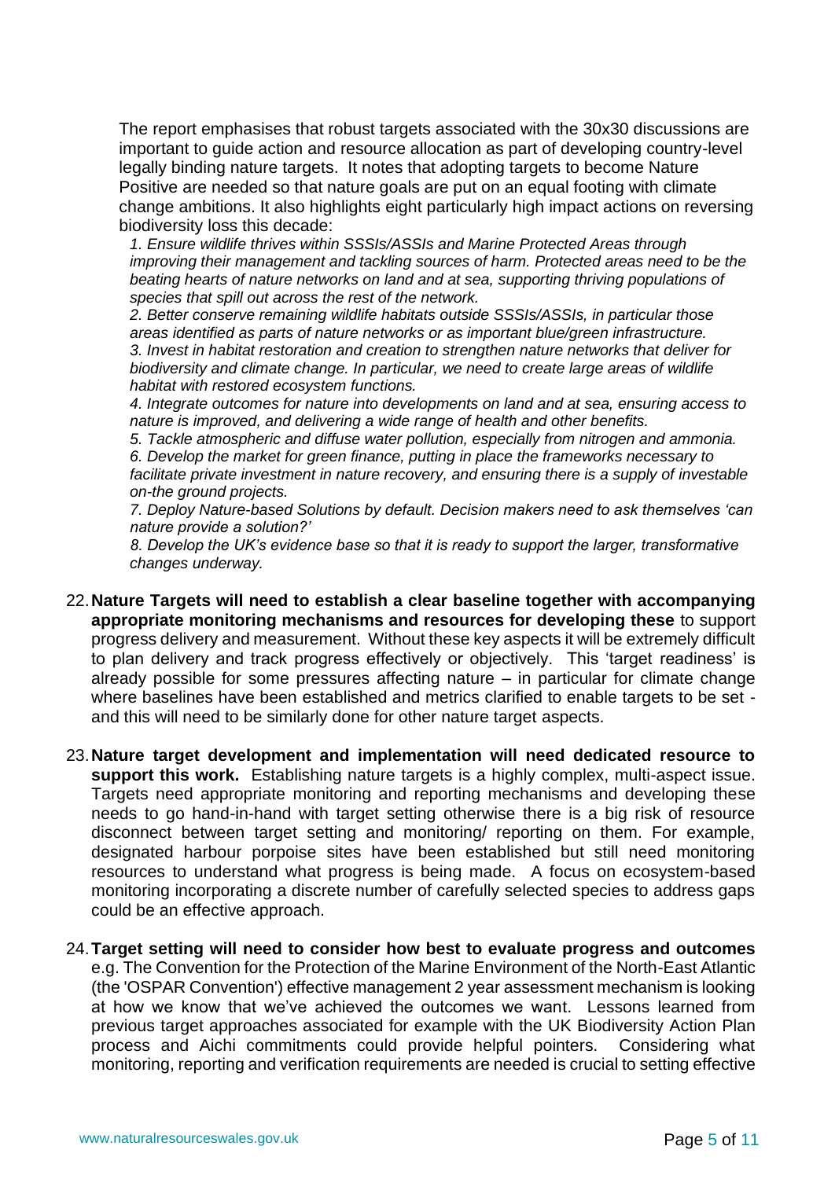The report emphasises that robust targets associated with the 30x30 discussions are important to guide action and resource allocation as part of developing country-level legally binding nature targets. It notes that adopting targets to become Nature Positive are needed so that nature goals are put on an equal footing with climate change ambitions. It also highlights eight particularly high impact actions on reversing biodiversity loss this decade:

*1. Ensure wildlife thrives within SSSIs/ASSIs and Marine Protected Areas through improving their management and tackling sources of harm. Protected areas need to be the beating hearts of nature networks on land and at sea, supporting thriving populations of species that spill out across the rest of the network.*

*2. Better conserve remaining wildlife habitats outside SSSIs/ASSIs, in particular those areas identified as parts of nature networks or as important blue/green infrastructure.*

*3. Invest in habitat restoration and creation to strengthen nature networks that deliver for biodiversity and climate change. In particular, we need to create large areas of wildlife habitat with restored ecosystem functions.*

*4. Integrate outcomes for nature into developments on land and at sea, ensuring access to nature is improved, and delivering a wide range of health and other benefits.*

*5. Tackle atmospheric and diffuse water pollution, especially from nitrogen and ammonia.*

*6. Develop the market for green finance, putting in place the frameworks necessary to facilitate private investment in nature recovery, and ensuring there is a supply of investable on-the ground projects.*

*7. Deploy Nature-based Solutions by default. Decision makers need to ask themselves 'can nature provide a solution?'*

*8. Develop the UK's evidence base so that it is ready to support the larger, transformative changes underway.*

22. **Nature Targets will need to establish a clear baseline together with accompanying appropriate monitoring mechanisms and resources for developing these** to support progress delivery and measurement. Without these key aspects it will be extremely difficult to plan delivery and track progress effectively or objectively. This 'target readiness' is already possible for some pressures affecting nature – in particular for climate change where baselines have been established and metrics clarified to enable targets to be set - and this will need to be similarly done for other nature target aspects.

23. **Nature target development and implementation will need dedicated resource to support this work.** Establishing nature targets is a highly complex, multi-aspect issue. Targets need appropriate monitoring and reporting mechanisms and developing these needs to go hand-in-hand with target setting otherwise there is a big risk of resource disconnect between target setting and monitoring/ reporting on them. For example, designated harbour porpoise sites have been established but still need monitoring resources to understand what progress is being made. A focus on ecosystem-based monitoring incorporating a discrete number of carefully selected species to address gaps could be an effective approach.

24. **Target setting will need to consider how best to evaluate progress and outcomes** e.g. The Convention for the Protection of the Marine Environment of the North-East Atlantic (the 'OSPAR Convention') effective management 2 year assessment mechanism is looking at how we know that we've achieved the outcomes we want. Lessons learned from previous target approaches associated for example with the UK Biodiversity Action Plan process and Aichi commitments could provide helpful pointers. Considering what monitoring, reporting and verification requirements are needed is crucial to setting effective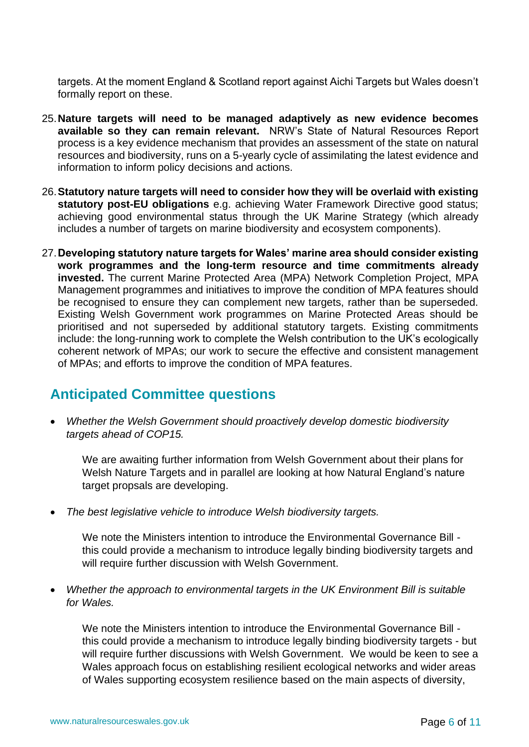targets. At the moment England & Scotland report against Aichi Targets but Wales doesn't formally report on these.

25. **Nature targets will need to be managed adaptively as new evidence becomes available so they can remain relevant.** NRW's State of Natural Resources Report process is a key evidence mechanism that provides an assessment of the state on natural resources and biodiversity, runs on a 5-yearly cycle of assimilating the latest evidence and information to inform policy decisions and actions.

26. **Statutory nature targets will need to consider how they will be overlaid with existing statutory post-EU obligations** e.g. achieving Water Framework Directive good status; achieving good environmental status through the UK Marine Strategy (which already includes a number of targets on marine biodiversity and ecosystem components).

27. **Developing statutory nature targets for Wales' marine area should consider existing work programmes and the long-term resource and time commitments already invested.** The current Marine Protected Area (MPA) Network Completion Project, MPA Management programmes and initiatives to improve the condition of MPA features should be recognised to ensure they can complement new targets, rather than be superseded. Existing Welsh Government work programmes on Marine Protected Areas should be prioritised and not superseded by additional statutory targets. Existing commitments include: the long-running work to complete the Welsh contribution to the UK's ecologically coherent network of MPAs; our work to secure the effective and consistent management of MPAs; and efforts to improve the condition of MPA features.

## Anticipated Committee questions

- *Whether the Welsh Government should proactively develop domestic biodiversity targets ahead of COP15.*

  We are awaiting further information from Welsh Government about their plans for Welsh Nature Targets and in parallel are looking at how Natural England's nature target propsals are developing.

- *The best legislative vehicle to introduce Welsh biodiversity targets.*

  We note the Ministers intention to introduce the Environmental Governance Bill - this could provide a mechanism to introduce legally binding biodiversity targets and will require further discussion with Welsh Government.

- *Whether the approach to environmental targets in the UK Environment Bill is suitable for Wales.*

  We note the Ministers intention to introduce the Environmental Governance Bill - this could provide a mechanism to introduce legally binding biodiversity targets - but will require further discussions with Welsh Government. We would be keen to see a Wales approach focus on establishing resilient ecological networks and wider areas of Wales supporting ecosystem resilience based on the main aspects of diversity,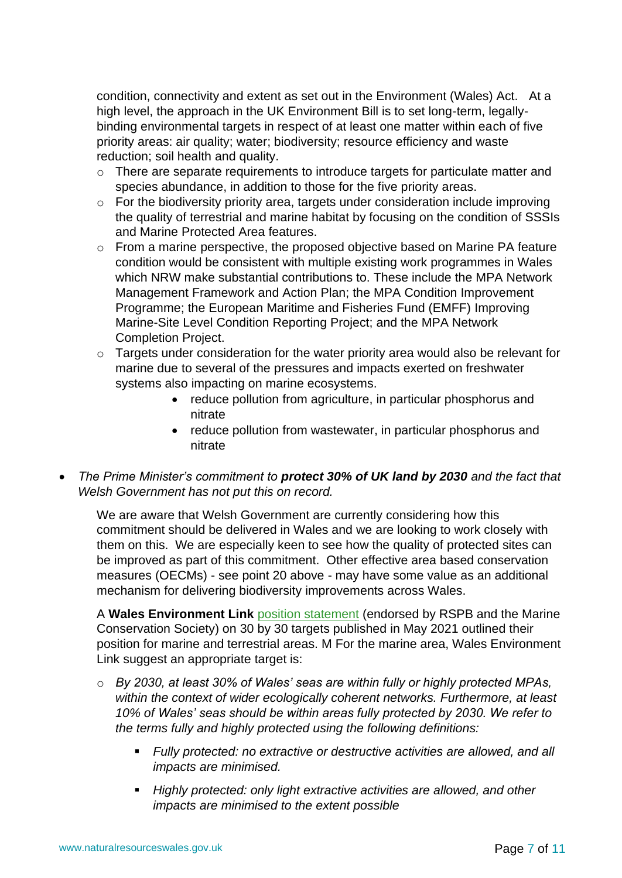condition, connectivity and extent as set out in the Environment (Wales) Act. At a high level, the approach in the UK Environment Bill is to set long-term, legally-binding environmental targets in respect of at least one matter within each of five priority areas: air quality; water; biodiversity; resource efficiency and waste reduction; soil health and quality.

- There are separate requirements to introduce targets for particulate matter and species abundance, in addition to those for the five priority areas.
- For the biodiversity priority area, targets under consideration include improving the quality of terrestrial and marine habitat by focusing on the condition of SSSIs and Marine Protected Area features.
- From a marine perspective, the proposed objective based on Marine PA feature condition would be consistent with multiple existing work programmes in Wales which NRW make substantial contributions to. These include the MPA Network Management Framework and Action Plan; the MPA Condition Improvement Programme; the European Maritime and Fisheries Fund (EMFF) Improving Marine-Site Level Condition Reporting Project; and the MPA Network Completion Project.
- Targets under consideration for the water priority area would also be relevant for marine due to several of the pressures and impacts exerted on freshwater systems also impacting on marine ecosystems.
    - reduce pollution from agriculture, in particular phosphorus and nitrate
    - reduce pollution from wastewater, in particular phosphorus and nitrate

- *The Prime Minister's commitment to* ***protect 30% of UK land by 2030*** *and the fact that Welsh Government has not put this on record.*

  We are aware that Welsh Government are currently considering how this commitment should be delivered in Wales and we are looking to work closely with them on this. We are especially keen to see how the quality of protected sites can be improved as part of this commitment. Other effective area based conservation measures (OECMs) - see point 20 above - may have some value as an additional mechanism for delivering biodiversity improvements across Wales.

  A **Wales Environment Link** position statement (endorsed by RSPB and the Marine Conservation Society) on 30 by 30 targets published in May 2021 outlined their position for marine and terrestrial areas. M For the marine area, Wales Environment Link suggest an appropriate target is:

  - *By 2030, at least 30% of Wales' seas are within fully or highly protected MPAs, within the context of wider ecologically coherent networks. Furthermore, at least 10% of Wales' seas should be within areas fully protected by 2030. We refer to the terms fully and highly protected using the following definitions:*
    - *Fully protected: no extractive or destructive activities are allowed, and all impacts are minimised.*
    - *Highly protected: only light extractive activities are allowed, and other impacts are minimised to the extent possible*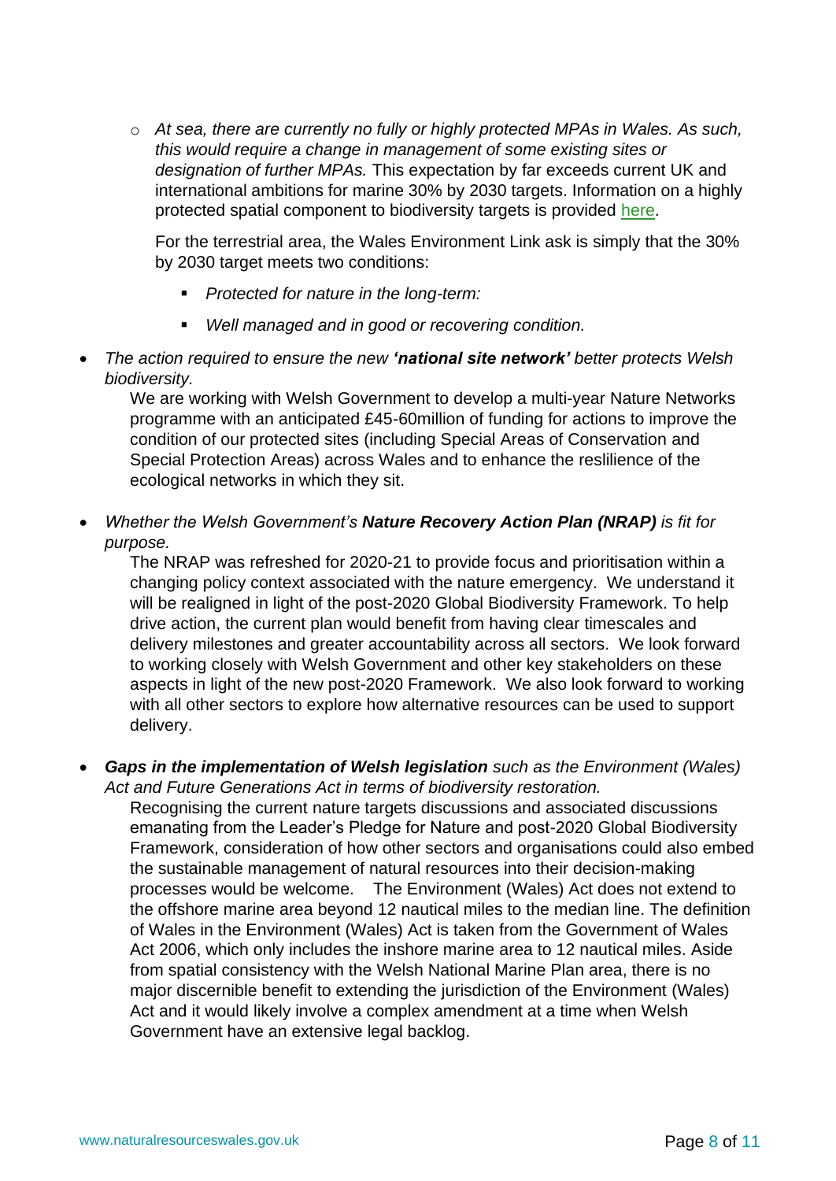- *At sea, there are currently no fully or highly protected MPAs in Wales. As such, this would require a change in management of some existing sites or designation of further MPAs.* This expectation by far exceeds current UK and international ambitions for marine 30% by 2030 targets. Information on a highly protected spatial component to biodiversity targets is provided here.

  For the terrestrial area, the Wales Environment Link ask is simply that the 30% by 2030 target meets two conditions:

  - *Protected for nature in the long-term:*
  - *Well managed and in good or recovering condition.*

- *The action required to ensure the new **'national site network'** better protects Welsh biodiversity.*

  We are working with Welsh Government to develop a multi-year Nature Networks programme with an anticipated £45-60million of funding for actions to improve the condition of our protected sites (including Special Areas of Conservation and Special Protection Areas) across Wales and to enhance the reslilience of the ecological networks in which they sit.

- *Whether the Welsh Government's **Nature Recovery Action Plan (NRAP)** is fit for purpose.*

  The NRAP was refreshed for 2020-21 to provide focus and prioritisation within a changing policy context associated with the nature emergency. We understand it will be realigned in light of the post-2020 Global Biodiversity Framework. To help drive action, the current plan would benefit from having clear timescales and delivery milestones and greater accountability across all sectors. We look forward to working closely with Welsh Government and other key stakeholders on these aspects in light of the new post-2020 Framework. We also look forward to working with all other sectors to explore how alternative resources can be used to support delivery.

- ***Gaps in the implementation of Welsh legislation** such as the Environment (Wales) Act and Future Generations Act in terms of biodiversity restoration.*

  Recognising the current nature targets discussions and associated discussions emanating from the Leader's Pledge for Nature and post-2020 Global Biodiversity Framework, consideration of how other sectors and organisations could also embed the sustainable management of natural resources into their decision-making processes would be welcome. The Environment (Wales) Act does not extend to the offshore marine area beyond 12 nautical miles to the median line. The definition of Wales in the Environment (Wales) Act is taken from the Government of Wales Act 2006, which only includes the inshore marine area to 12 nautical miles. Aside from spatial consistency with the Welsh National Marine Plan area, there is no major discernible benefit to extending the jurisdiction of the Environment (Wales) Act and it would likely involve a complex amendment at a time when Welsh Government have an extensive legal backlog.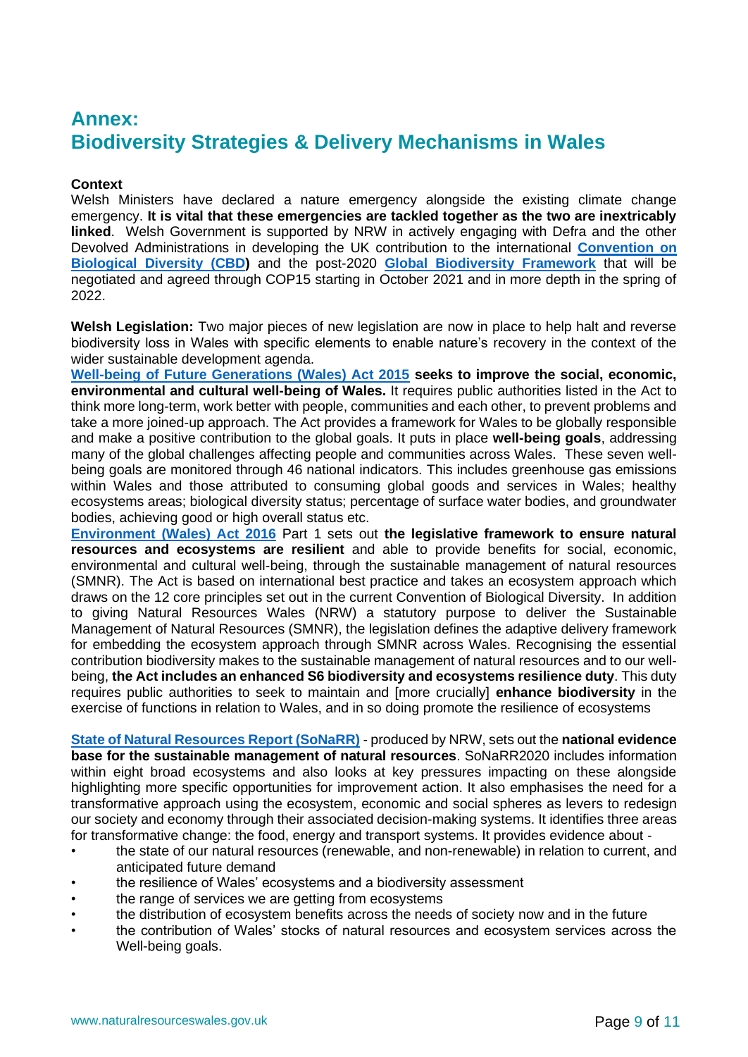# Annex: Biodiversity Strategies & Delivery Mechanisms in Wales

**Context**

Welsh Ministers have declared a nature emergency alongside the existing climate change emergency. **It is vital that these emergencies are tackled together as the two are inextricably linked**. Welsh Government is supported by NRW in actively engaging with Defra and the other Devolved Administrations in developing the UK contribution to the international **Convention on Biological Diversity (CBD)** and the post-2020 **Global Biodiversity Framework** that will be negotiated and agreed through COP15 starting in October 2021 and in more depth in the spring of 2022.

**Welsh Legislation:** Two major pieces of new legislation are now in place to help halt and reverse biodiversity loss in Wales with specific elements to enable nature's recovery in the context of the wider sustainable development agenda.

**Well-being of Future Generations (Wales) Act 2015 seeks to improve the social, economic, environmental and cultural well-being of Wales.** It requires public authorities listed in the Act to think more long-term, work better with people, communities and each other, to prevent problems and take a more joined-up approach. The Act provides a framework for Wales to be globally responsible and make a positive contribution to the global goals. It puts in place **well-being goals**, addressing many of the global challenges affecting people and communities across Wales. These seven well-being goals are monitored through 46 national indicators. This includes greenhouse gas emissions within Wales and those attributed to consuming global goods and services in Wales; healthy ecosystems areas; biological diversity status; percentage of surface water bodies, and groundwater bodies, achieving good or high overall status etc.

**Environment (Wales) Act 2016** Part 1 sets out **the legislative framework to ensure natural resources and ecosystems are resilient** and able to provide benefits for social, economic, environmental and cultural well-being, through the sustainable management of natural resources (SMNR). The Act is based on international best practice and takes an ecosystem approach which draws on the 12 core principles set out in the current Convention of Biological Diversity. In addition to giving Natural Resources Wales (NRW) a statutory purpose to deliver the Sustainable Management of Natural Resources (SMNR), the legislation defines the adaptive delivery framework for embedding the ecosystem approach through SMNR across Wales. Recognising the essential contribution biodiversity makes to the sustainable management of natural resources and to our well-being, **the Act includes an enhanced S6 biodiversity and ecosystems resilience duty**. This duty requires public authorities to seek to maintain and [more crucially] **enhance biodiversity** in the exercise of functions in relation to Wales, and in so doing promote the resilience of ecosystems

**State of Natural Resources Report (SoNaRR)** - produced by NRW, sets out the **national evidence base for the sustainable management of natural resources**. SoNaRR2020 includes information within eight broad ecosystems and also looks at key pressures impacting on these alongside highlighting more specific opportunities for improvement action. It also emphasises the need for a transformative approach using the ecosystem, economic and social spheres as levers to redesign our society and economy through their associated decision-making systems. It identifies three areas for transformative change: the food, energy and transport systems. It provides evidence about -

- the state of our natural resources (renewable, and non-renewable) in relation to current, and anticipated future demand
- the resilience of Wales' ecosystems and a biodiversity assessment
- the range of services we are getting from ecosystems
- the distribution of ecosystem benefits across the needs of society now and in the future
- the contribution of Wales' stocks of natural resources and ecosystem services across the Well-being goals.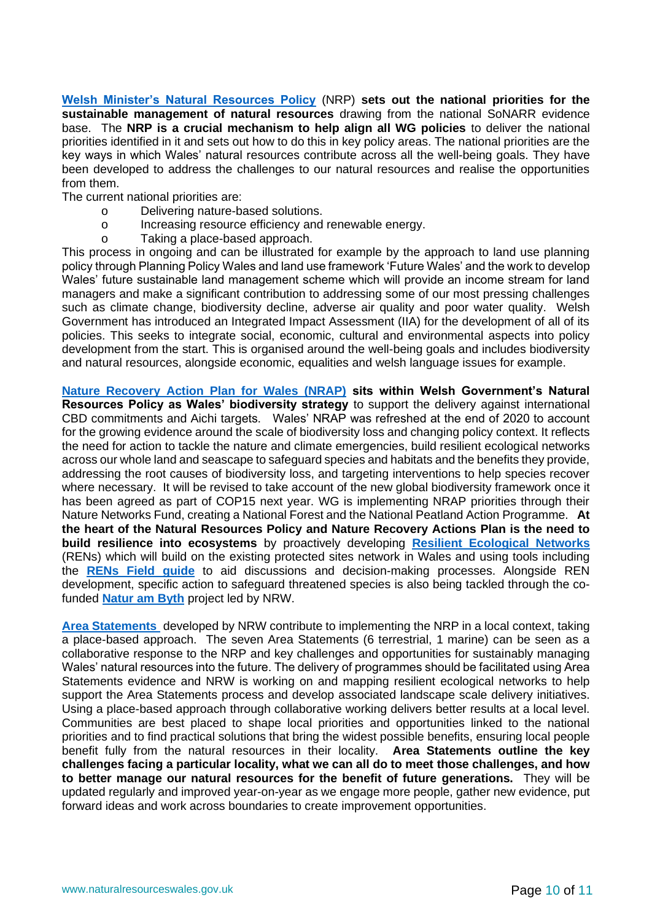**Welsh Minister's Natural Resources Policy** (NRP) **sets out the national priorities for the sustainable management of natural resources** drawing from the national SoNARR evidence base. The **NRP is a crucial mechanism to help align all WG policies** to deliver the national priorities identified in it and sets out how to do this in key policy areas. The national priorities are the key ways in which Wales' natural resources contribute across all the well-being goals. They have been developed to address the challenges to our natural resources and realise the opportunities from them.

The current national priorities are:

- Delivering nature-based solutions.
- Increasing resource efficiency and renewable energy.
- Taking a place-based approach.

This process in ongoing and can be illustrated for example by the approach to land use planning policy through Planning Policy Wales and land use framework 'Future Wales' and the work to develop Wales' future sustainable land management scheme which will provide an income stream for land managers and make a significant contribution to addressing some of our most pressing challenges such as climate change, biodiversity decline, adverse air quality and poor water quality. Welsh Government has introduced an Integrated Impact Assessment (IIA) for the development of all of its policies. This seeks to integrate social, economic, cultural and environmental aspects into policy development from the start. This is organised around the well-being goals and includes biodiversity and natural resources, alongside economic, equalities and welsh language issues for example.

**Nature Recovery Action Plan for Wales (NRAP) sits within Welsh Government's Natural Resources Policy as Wales' biodiversity strategy** to support the delivery against international CBD commitments and Aichi targets. Wales' NRAP was refreshed at the end of 2020 to account for the growing evidence around the scale of biodiversity loss and changing policy context. It reflects the need for action to tackle the nature and climate emergencies, build resilient ecological networks across our whole land and seascape to safeguard species and habitats and the benefits they provide, addressing the root causes of biodiversity loss, and targeting interventions to help species recover where necessary. It will be revised to take account of the new global biodiversity framework once it has been agreed as part of COP15 next year. WG is implementing NRAP priorities through their Nature Networks Fund, creating a National Forest and the National Peatland Action Programme. **At the heart of the Natural Resources Policy and Nature Recovery Actions Plan is the need to build resilience into ecosystems** by proactively developing **Resilient Ecological Networks** (RENs) which will build on the existing protected sites network in Wales and using tools including the **RENs Field guide** to aid discussions and decision-making processes. Alongside REN development, specific action to safeguard threatened species is also being tackled through the co-funded **Natur am Byth** project led by NRW.

**Area Statements** developed by NRW contribute to implementing the NRP in a local context, taking a place-based approach. The seven Area Statements (6 terrestrial, 1 marine) can be seen as a collaborative response to the NRP and key challenges and opportunities for sustainably managing Wales' natural resources into the future. The delivery of programmes should be facilitated using Area Statements evidence and NRW is working on and mapping resilient ecological networks to help support the Area Statements process and develop associated landscape scale delivery initiatives. Using a place-based approach through collaborative working delivers better results at a local level. Communities are best placed to shape local priorities and opportunities linked to the national priorities and to find practical solutions that bring the widest possible benefits, ensuring local people benefit fully from the natural resources in their locality. **Area Statements outline the key challenges facing a particular locality, what we can all do to meet those challenges, and how to better manage our natural resources for the benefit of future generations.** They will be updated regularly and improved year-on-year as we engage more people, gather new evidence, put forward ideas and work across boundaries to create improvement opportunities.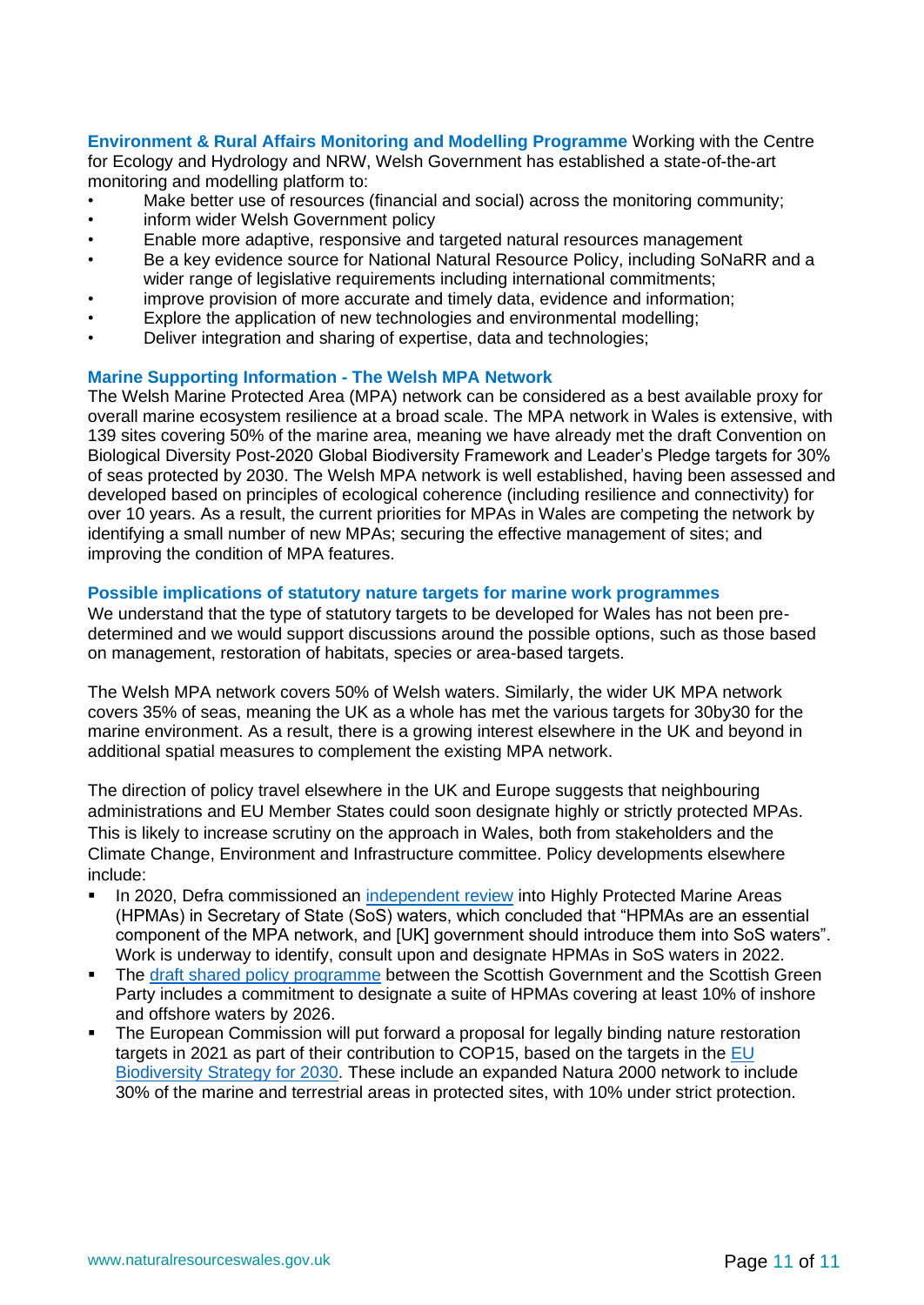**Environment & Rural Affairs Monitoring and Modelling Programme** Working with the Centre for Ecology and Hydrology and NRW, Welsh Government has established a state-of-the-art monitoring and modelling platform to:

- Make better use of resources (financial and social) across the monitoring community;
- inform wider Welsh Government policy
- Enable more adaptive, responsive and targeted natural resources management
- Be a key evidence source for National Natural Resource Policy, including SoNaRR and a wider range of legislative requirements including international commitments;
- improve provision of more accurate and timely data, evidence and information;
- Explore the application of new technologies and environmental modelling;
- Deliver integration and sharing of expertise, data and technologies;

### Marine Supporting Information - The Welsh MPA Network

The Welsh Marine Protected Area (MPA) network can be considered as a best available proxy for overall marine ecosystem resilience at a broad scale. The MPA network in Wales is extensive, with 139 sites covering 50% of the marine area, meaning we have already met the draft Convention on Biological Diversity Post-2020 Global Biodiversity Framework and Leader's Pledge targets for 30% of seas protected by 2030. The Welsh MPA network is well established, having been assessed and developed based on principles of ecological coherence (including resilience and connectivity) for over 10 years. As a result, the current priorities for MPAs in Wales are competing the network by identifying a small number of new MPAs; securing the effective management of sites; and improving the condition of MPA features.

### Possible implications of statutory nature targets for marine work programmes

We understand that the type of statutory targets to be developed for Wales has not been pre-determined and we would support discussions around the possible options, such as those based on management, restoration of habitats, species or area-based targets.

The Welsh MPA network covers 50% of Welsh waters. Similarly, the wider UK MPA network covers 35% of seas, meaning the UK as a whole has met the various targets for 30by30 for the marine environment. As a result, there is a growing interest elsewhere in the UK and beyond in additional spatial measures to complement the existing MPA network.

The direction of policy travel elsewhere in the UK and Europe suggests that neighbouring administrations and EU Member States could soon designate highly or strictly protected MPAs. This is likely to increase scrutiny on the approach in Wales, both from stakeholders and the Climate Change, Environment and Infrastructure committee. Policy developments elsewhere include:

- In 2020, Defra commissioned an independent review into Highly Protected Marine Areas (HPMAs) in Secretary of State (SoS) waters, which concluded that "HPMAs are an essential component of the MPA network, and [UK] government should introduce them into SoS waters". Work is underway to identify, consult upon and designate HPMAs in SoS waters in 2022.
- The draft shared policy programme between the Scottish Government and the Scottish Green Party includes a commitment to designate a suite of HPMAs covering at least 10% of inshore and offshore waters by 2026.
- The European Commission will put forward a proposal for legally binding nature restoration targets in 2021 as part of their contribution to COP15, based on the targets in the EU Biodiversity Strategy for 2030. These include an expanded Natura 2000 network to include 30% of the marine and terrestrial areas in protected sites, with 10% under strict protection.